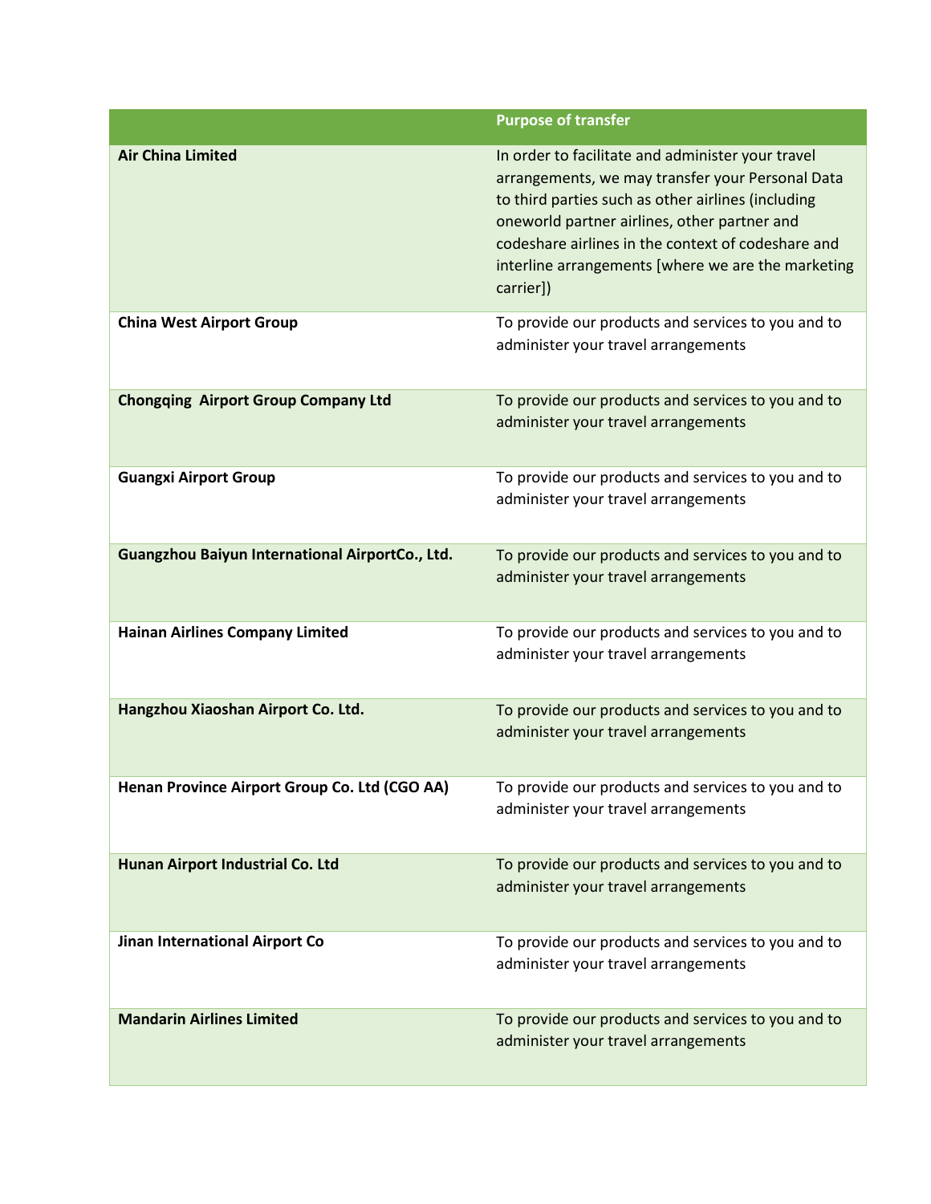| | Purpose of transfer |
|---|---|
| **Air China Limited** | In order to facilitate and administer your travel arrangements, we may transfer your Personal Data to third parties such as other airlines (including oneworld partner airlines, other partner and codeshare airlines in the context of codeshare and interline arrangements [where we are the marketing carrier]) |
| **China West Airport Group** | To provide our products and services to you and to administer your travel arrangements |
| **Chongqing  Airport Group Company Ltd** | To provide our products and services to you and to administer your travel arrangements |
| **Guangxi Airport Group** | To provide our products and services to you and to administer your travel arrangements |
| **Guangzhou Baiyun International AirportCo., Ltd.** | To provide our products and services to you and to administer your travel arrangements |
| **Hainan Airlines Company Limited** | To provide our products and services to you and to administer your travel arrangements |
| **Hangzhou Xiaoshan Airport Co. Ltd.** | To provide our products and services to you and to administer your travel arrangements |
| **Henan Province Airport Group Co. Ltd (CGO AA)** | To provide our products and services to you and to administer your travel arrangements |
| **Hunan Airport Industrial Co. Ltd** | To provide our products and services to you and to administer your travel arrangements |
| **Jinan International Airport Co** | To provide our products and services to you and to administer your travel arrangements |
| **Mandarin Airlines Limited** | To provide our products and services to you and to administer your travel arrangements |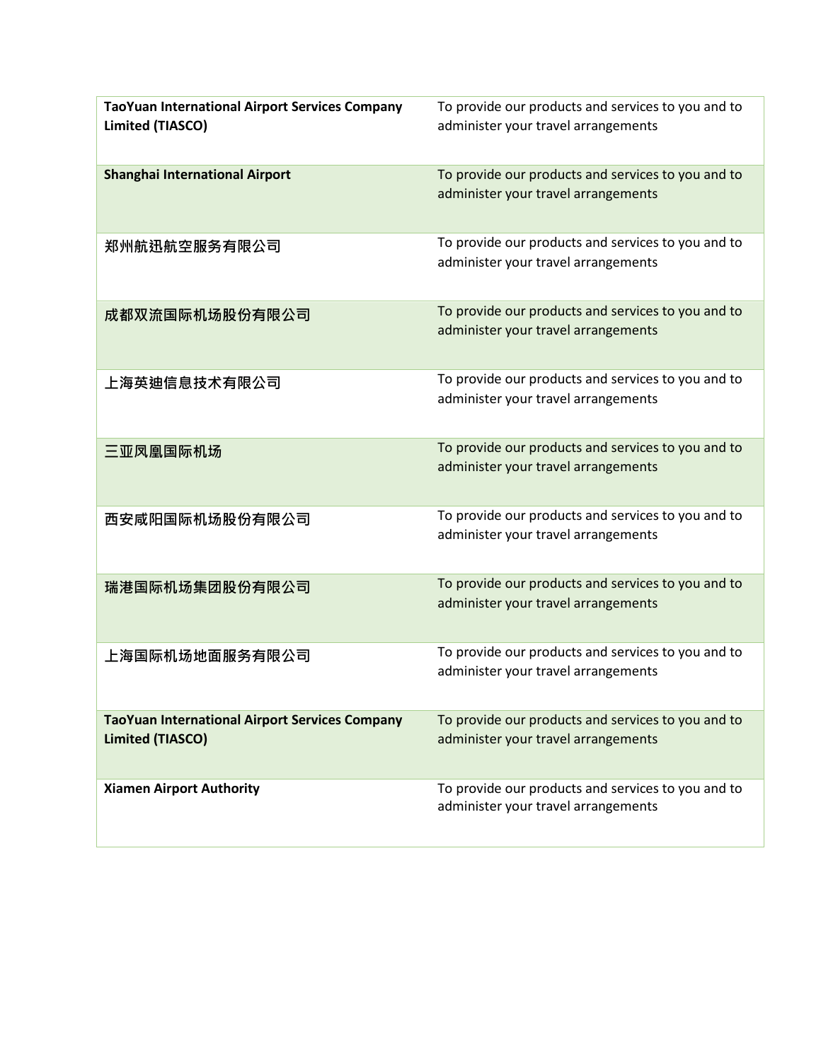| | |
|---|---|
| **TaoYuan International Airport Services Company Limited (TIASCO)** | To provide our products and services to you and to administer your travel arrangements |
| **Shanghai International Airport** | To provide our products and services to you and to administer your travel arrangements |
| 郑州航迅航空服务有限公司 | To provide our products and services to you and to administer your travel arrangements |
| 成都双流国际机场股份有限公司 | To provide our products and services to you and to administer your travel arrangements |
| 上海英迪信息技术有限公司 | To provide our products and services to you and to administer your travel arrangements |
| 三亚凤凰国际机场 | To provide our products and services to you and to administer your travel arrangements |
| 西安咸阳国际机场股份有限公司 | To provide our products and services to you and to administer your travel arrangements |
| 瑞港国际机场集团股份有限公司 | To provide our products and services to you and to administer your travel arrangements |
| 上海国际机场地面服务有限公司 | To provide our products and services to you and to administer your travel arrangements |
| **TaoYuan International Airport Services Company Limited (TIASCO)** | To provide our products and services to you and to administer your travel arrangements |
| **Xiamen Airport Authority** | To provide our products and services to you and to administer your travel arrangements |